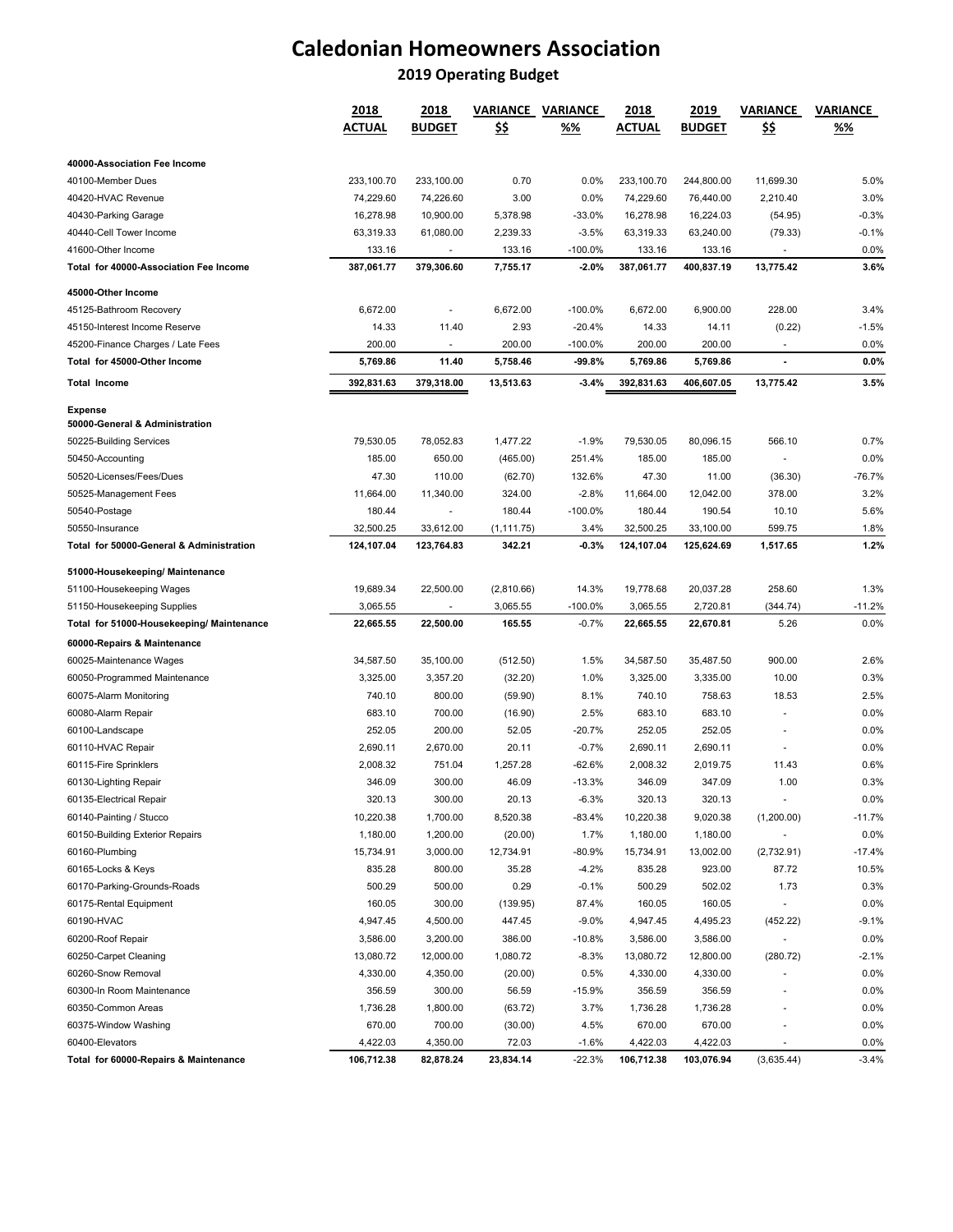# Caledonian Homeowners Association

## 2019 Operating Budget

| | 2018 ACTUAL | 2018 BUDGET | VARIANCE $$ | VARIANCE %% | 2018 ACTUAL | 2019 BUDGET | VARIANCE $$ | VARIANCE %% |
|---|---|---|---|---|---|---|---|---|
| **40000-Association Fee Income** | | | | | | | | |
| 40100-Member Dues | 233,100.70 | 233,100.00 | 0.70 | 0.0% | 233,100.70 | 244,800.00 | 11,699.30 | 5.0% |
| 40420-HVAC Revenue | 74,229.60 | 74,226.60 | 3.00 | 0.0% | 74,229.60 | 76,440.00 | 2,210.40 | 3.0% |
| 40430-Parking Garage | 16,278.98 | 10,900.00 | 5,378.98 | -33.0% | 16,278.98 | 16,224.03 | (54.95) | -0.3% |
| 40440-Cell Tower Income | 63,319.33 | 61,080.00 | 2,239.33 | -3.5% | 63,319.33 | 63,240.00 | (79.33) | -0.1% |
| 41600-Other Income | 133.16 | - | 133.16 | -100.0% | 133.16 | 133.16 | - | 0.0% |
| **Total for 40000-Association Fee Income** | **387,061.77** | **379,306.60** | **7,755.17** | **-2.0%** | **387,061.77** | **400,837.19** | **13,775.42** | **3.6%** |
| **45000-Other Income** | | | | | | | | |
| 45125-Bathroom Recovery | 6,672.00 | - | 6,672.00 | -100.0% | 6,672.00 | 6,900.00 | 228.00 | 3.4% |
| 45150-Interest Income Reserve | 14.33 | 11.40 | 2.93 | -20.4% | 14.33 | 14.11 | (0.22) | -1.5% |
| 45200-Finance Charges / Late Fees | 200.00 | - | 200.00 | -100.0% | 200.00 | 200.00 | - | 0.0% |
| **Total for 45000-Other Income** | **5,769.86** | **11.40** | **5,758.46** | **-99.8%** | **5,769.86** | **5,769.86** | **-** | **0.0%** |
| **Total Income** | **392,831.63** | **379,318.00** | **13,513.63** | **-3.4%** | **392,831.63** | **406,607.05** | **13,775.42** | **3.5%** |
| **Expense** | | | | | | | | |
| **50000-General & Administration** | | | | | | | | |
| 50225-Building Services | 79,530.05 | 78,052.83 | 1,477.22 | -1.9% | 79,530.05 | 80,096.15 | 566.10 | 0.7% |
| 50450-Accounting | 185.00 | 650.00 | (465.00) | 251.4% | 185.00 | 185.00 | - | 0.0% |
| 50520-Licenses/Fees/Dues | 47.30 | 110.00 | (62.70) | 132.6% | 47.30 | 11.00 | (36.30) | -76.7% |
| 50525-Management Fees | 11,664.00 | 11,340.00 | 324.00 | -2.8% | 11,664.00 | 12,042.00 | 378.00 | 3.2% |
| 50540-Postage | 180.44 | - | 180.44 | -100.0% | 180.44 | 190.54 | 10.10 | 5.6% |
| 50550-Insurance | 32,500.25 | 33,612.00 | (1,111.75) | 3.4% | 32,500.25 | 33,100.00 | 599.75 | 1.8% |
| **Total for 50000-General & Administration** | **124,107.04** | **123,764.83** | **342.21** | **-0.3%** | **124,107.04** | **125,624.69** | **1,517.65** | **1.2%** |
| **51000-Housekeeping/ Maintenance** | | | | | | | | |
| 51100-Housekeeping Wages | 19,689.34 | 22,500.00 | (2,810.66) | 14.3% | 19,778.68 | 20,037.28 | 258.60 | 1.3% |
| 51150-Housekeeping Supplies | 3,065.55 | - | 3,065.55 | -100.0% | 3,065.55 | 2,720.81 | (344.74) | -11.2% |
| **Total for 51000-Housekeeping/ Maintenance** | **22,665.55** | **22,500.00** | **165.55** | **-0.7%** | **22,665.55** | **22,670.81** | **5.26** | **0.0%** |
| **60000-Repairs & Maintenance** | | | | | | | | |
| 60025-Maintenance Wages | 34,587.50 | 35,100.00 | (512.50) | 1.5% | 34,587.50 | 35,487.50 | 900.00 | 2.6% |
| 60050-Programmed Maintenance | 3,325.00 | 3,357.20 | (32.20) | 1.0% | 3,325.00 | 3,335.00 | 10.00 | 0.3% |
| 60075-Alarm Monitoring | 740.10 | 800.00 | (59.90) | 8.1% | 740.10 | 758.63 | 18.53 | 2.5% |
| 60080-Alarm Repair | 683.10 | 700.00 | (16.90) | 2.5% | 683.10 | 683.10 | - | 0.0% |
| 60100-Landscape | 252.05 | 200.00 | 52.05 | -20.7% | 252.05 | 252.05 | - | 0.0% |
| 60110-HVAC Repair | 2,690.11 | 2,670.00 | 20.11 | -0.7% | 2,690.11 | 2,690.11 | - | 0.0% |
| 60115-Fire Sprinklers | 2,008.32 | 751.04 | 1,257.28 | -62.6% | 2,008.32 | 2,019.75 | 11.43 | 0.6% |
| 60130-Lighting Repair | 346.09 | 300.00 | 46.09 | -13.3% | 346.09 | 347.09 | 1.00 | 0.3% |
| 60135-Electrical Repair | 320.13 | 300.00 | 20.13 | -6.3% | 320.13 | 320.13 | - | 0.0% |
| 60140-Painting / Stucco | 10,220.38 | 1,700.00 | 8,520.38 | -83.4% | 10,220.38 | 9,020.38 | (1,200.00) | -11.7% |
| 60150-Building Exterior Repairs | 1,180.00 | 1,200.00 | (20.00) | 1.7% | 1,180.00 | 1,180.00 | - | 0.0% |
| 60160-Plumbing | 15,734.91 | 3,000.00 | 12,734.91 | -80.9% | 15,734.91 | 13,002.00 | (2,732.91) | -17.4% |
| 60165-Locks & Keys | 835.28 | 800.00 | 35.28 | -4.2% | 835.28 | 923.00 | 87.72 | 10.5% |
| 60170-Parking-Grounds-Roads | 500.29 | 500.00 | 0.29 | -0.1% | 500.29 | 502.02 | 1.73 | 0.3% |
| 60175-Rental Equipment | 160.05 | 300.00 | (139.95) | 87.4% | 160.05 | 160.05 | - | 0.0% |
| 60190-HVAC | 4,947.45 | 4,500.00 | 447.45 | -9.0% | 4,947.45 | 4,495.23 | (452.22) | -9.1% |
| 60200-Roof Repair | 3,586.00 | 3,200.00 | 386.00 | -10.8% | 3,586.00 | 3,586.00 | - | 0.0% |
| 60250-Carpet Cleaning | 13,080.72 | 12,000.00 | 1,080.72 | -8.3% | 13,080.72 | 12,800.00 | (280.72) | -2.1% |
| 60260-Snow Removal | 4,330.00 | 4,350.00 | (20.00) | 0.5% | 4,330.00 | 4,330.00 | - | 0.0% |
| 60300-In Room Maintenance | 356.59 | 300.00 | 56.59 | -15.9% | 356.59 | 356.59 | - | 0.0% |
| 60350-Common Areas | 1,736.28 | 1,800.00 | (63.72) | 3.7% | 1,736.28 | 1,736.28 | - | 0.0% |
| 60375-Window Washing | 670.00 | 700.00 | (30.00) | 4.5% | 670.00 | 670.00 | - | 0.0% |
| 60400-Elevators | 4,422.03 | 4,350.00 | 72.03 | -1.6% | 4,422.03 | 4,422.03 | - | 0.0% |
| **Total for 60000-Repairs & Maintenance** | **106,712.38** | **82,878.24** | **23,834.14** | **-22.3%** | **106,712.38** | **103,076.94** | **(3,635.44)** | **-3.4%** |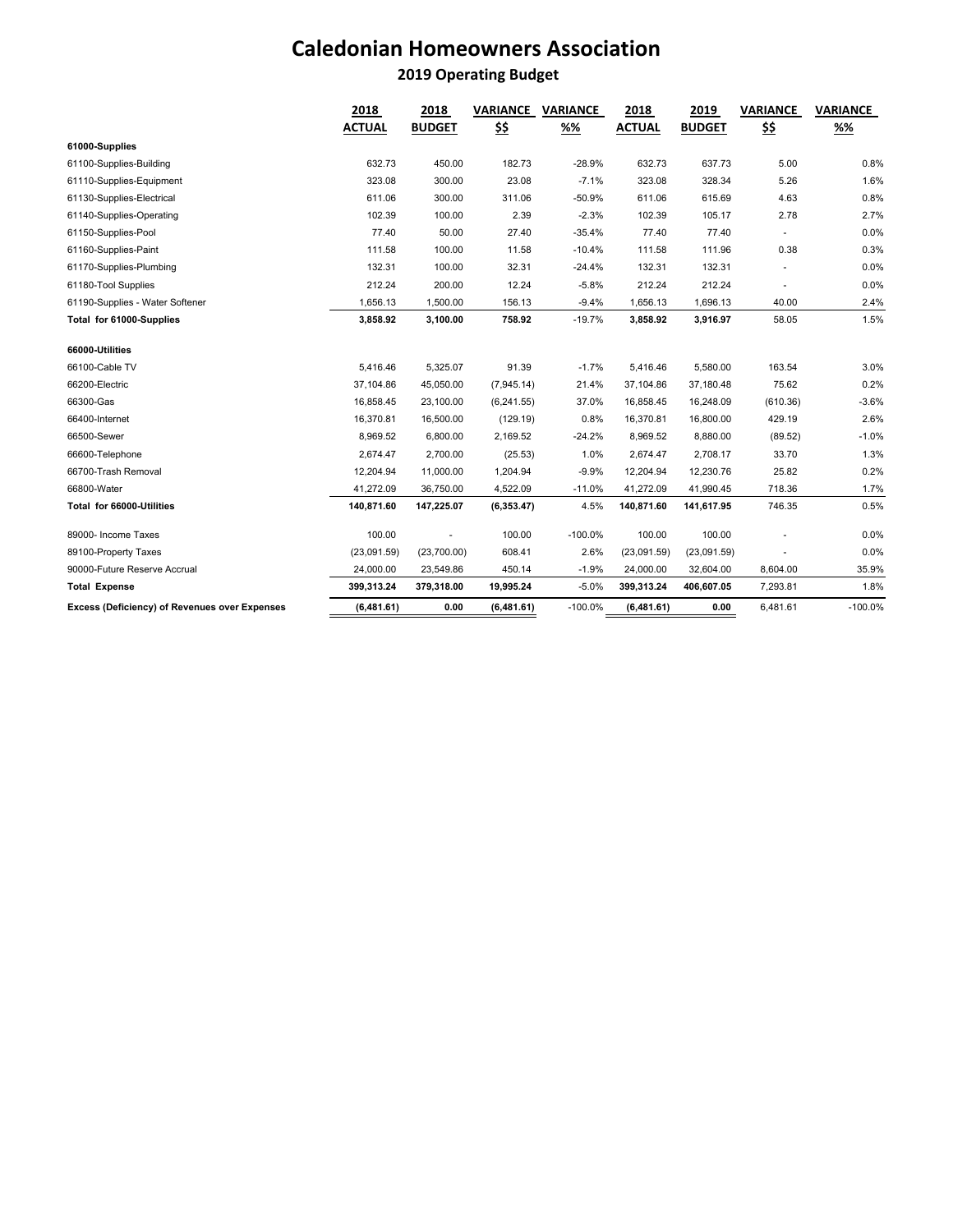# Caledonian Homeowners Association

## 2019 Operating Budget

| | 2018 ACTUAL | 2018 BUDGET | VARIANCE $$ | VARIANCE %% | 2018 ACTUAL | 2019 BUDGET | VARIANCE $$ | VARIANCE %% |
|---|---|---|---|---|---|---|---|---|
| **61000-Supplies** | | | | | | | | |
| 61100-Supplies-Building | 632.73 | 450.00 | 182.73 | -28.9% | 632.73 | 637.73 | 5.00 | 0.8% |
| 61110-Supplies-Equipment | 323.08 | 300.00 | 23.08 | -7.1% | 323.08 | 328.34 | 5.26 | 1.6% |
| 61130-Supplies-Electrical | 611.06 | 300.00 | 311.06 | -50.9% | 611.06 | 615.69 | 4.63 | 0.8% |
| 61140-Supplies-Operating | 102.39 | 100.00 | 2.39 | -2.3% | 102.39 | 105.17 | 2.78 | 2.7% |
| 61150-Supplies-Pool | 77.40 | 50.00 | 27.40 | -35.4% | 77.40 | 77.40 | - | 0.0% |
| 61160-Supplies-Paint | 111.58 | 100.00 | 11.58 | -10.4% | 111.58 | 111.96 | 0.38 | 0.3% |
| 61170-Supplies-Plumbing | 132.31 | 100.00 | 32.31 | -24.4% | 132.31 | 132.31 | - | 0.0% |
| 61180-Tool Supplies | 212.24 | 200.00 | 12.24 | -5.8% | 212.24 | 212.24 | - | 0.0% |
| 61190-Supplies - Water Softener | 1,656.13 | 1,500.00 | 156.13 | -9.4% | 1,656.13 | 1,696.13 | 40.00 | 2.4% |
| **Total for 61000-Supplies** | **3,858.92** | **3,100.00** | **758.92** | -19.7% | **3,858.92** | **3,916.97** | 58.05 | 1.5% |
| **66000-Utilities** | | | | | | | | |
| 66100-Cable TV | 5,416.46 | 5,325.07 | 91.39 | -1.7% | 5,416.46 | 5,580.00 | 163.54 | 3.0% |
| 66200-Electric | 37,104.86 | 45,050.00 | (7,945.14) | 21.4% | 37,104.86 | 37,180.48 | 75.62 | 0.2% |
| 66300-Gas | 16,858.45 | 23,100.00 | (6,241.55) | 37.0% | 16,858.45 | 16,248.09 | (610.36) | -3.6% |
| 66400-Internet | 16,370.81 | 16,500.00 | (129.19) | 0.8% | 16,370.81 | 16,800.00 | 429.19 | 2.6% |
| 66500-Sewer | 8,969.52 | 6,800.00 | 2,169.52 | -24.2% | 8,969.52 | 8,880.00 | (89.52) | -1.0% |
| 66600-Telephone | 2,674.47 | 2,700.00 | (25.53) | 1.0% | 2,674.47 | 2,708.17 | 33.70 | 1.3% |
| 66700-Trash Removal | 12,204.94 | 11,000.00 | 1,204.94 | -9.9% | 12,204.94 | 12,230.76 | 25.82 | 0.2% |
| 66800-Water | 41,272.09 | 36,750.00 | 4,522.09 | -11.0% | 41,272.09 | 41,990.45 | 718.36 | 1.7% |
| **Total for 66000-Utilities** | **140,871.60** | **147,225.07** | **(6,353.47)** | 4.5% | **140,871.60** | **141,617.95** | 746.35 | 0.5% |
| 89000- Income Taxes | 100.00 | - | 100.00 | -100.0% | 100.00 | 100.00 | - | 0.0% |
| 89100-Property Taxes | (23,091.59) | (23,700.00) | 608.41 | 2.6% | (23,091.59) | (23,091.59) | - | 0.0% |
| 90000-Future Reserve Accrual | 24,000.00 | 23,549.86 | 450.14 | -1.9% | 24,000.00 | 32,604.00 | 8,604.00 | 35.9% |
| **Total Expense** | **399,313.24** | **379,318.00** | **19,995.24** | -5.0% | **399,313.24** | **406,607.05** | 7,293.81 | 1.8% |
| **Excess (Deficiency) of Revenues over Expenses** | **(6,481.61)** | **0.00** | **(6,481.61)** | -100.0% | **(6,481.61)** | **0.00** | 6,481.61 | -100.0% |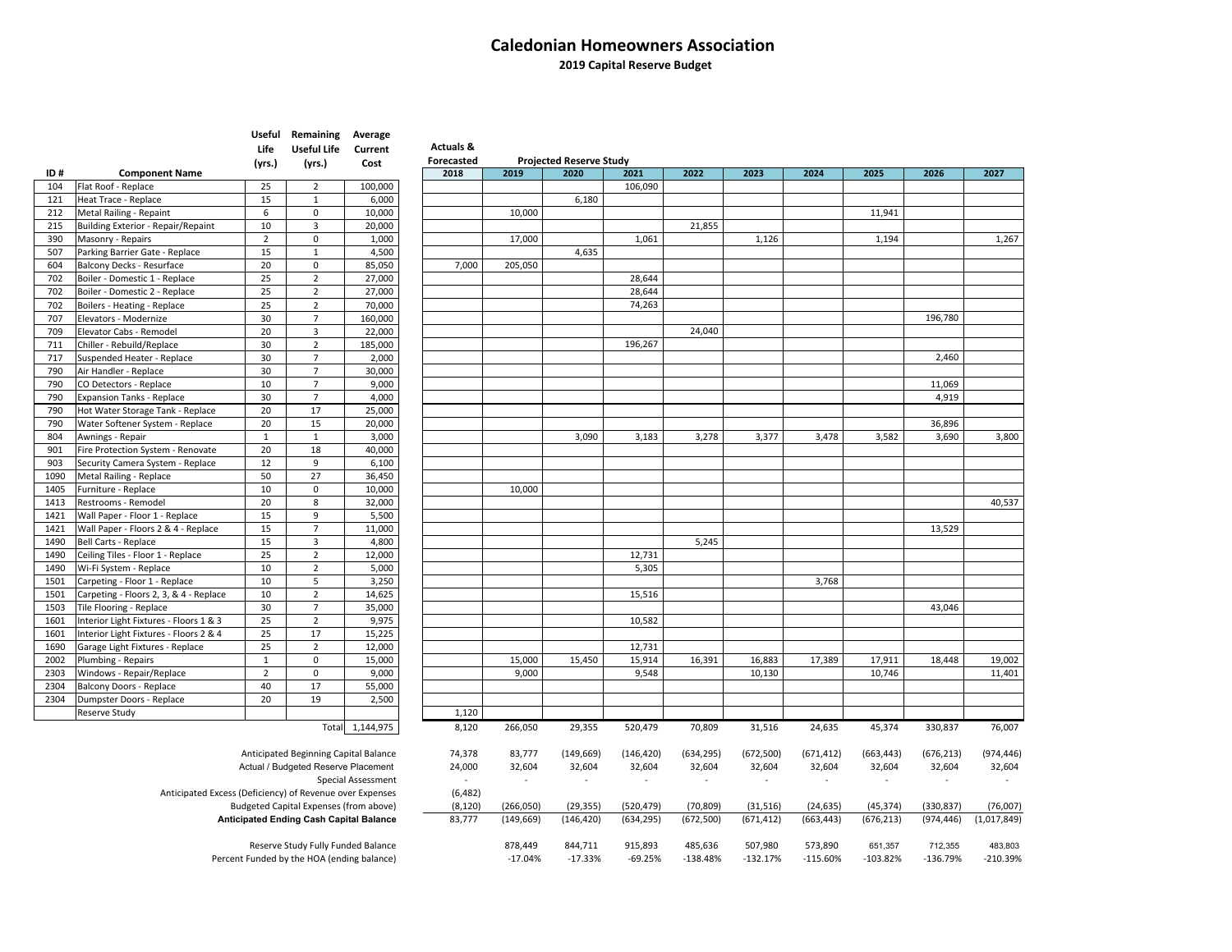# Caledonian Homeowners Association

## 2019 Capital Reserve Budget

| ID # | Component Name | Useful Life (yrs.) | Remaining Useful Life (yrs.) | Average Current Cost | Actuals & Forecasted 2018 | Projected Reserve Study 2019 | 2020 | 2021 | 2022 | 2023 | 2024 | 2025 | 2026 | 2027 |
|---|---|---|---|---|---|---|---|---|---|---|---|---|---|---|
| 104 | Flat Roof - Replace | 25 | 2 | 100,000 | | | | 106,090 | | | | | | |
| 121 | Heat Trace - Replace | 15 | 1 | 6,000 | | | 6,180 | | | | | | | |
| 212 | Metal Railing - Repaint | 6 | 0 | 10,000 | | 10,000 | | | | | | 11,941 | | |
| 215 | Building Exterior - Repair/Repaint | 10 | 3 | 20,000 | | | | | 21,855 | | | | | |
| 390 | Masonry - Repairs | 2 | 0 | 1,000 | | 17,000 | | 1,061 | | 1,126 | | 1,194 | | 1,267 |
| 507 | Parking Barrier Gate - Replace | 15 | 1 | 4,500 | | | 4,635 | | | | | | | |
| 604 | Balcony Decks - Resurface | 20 | 0 | 85,050 | 7,000 | 205,050 | | | | | | | | |
| 702 | Boiler - Domestic 1 - Replace | 25 | 2 | 27,000 | | | | 28,644 | | | | | | |
| 702 | Boiler - Domestic 2 - Replace | 25 | 2 | 27,000 | | | | 28,644 | | | | | | |
| 702 | Boilers - Heating - Replace | 25 | 2 | 70,000 | | | | 74,263 | | | | | | |
| 707 | Elevators - Modernize | 30 | 7 | 160,000 | | | | | | | | | 196,780 | |
| 709 | Elevator Cabs - Remodel | 20 | 3 | 22,000 | | | | | 24,040 | | | | | |
| 711 | Chiller - Rebuild/Replace | 30 | 2 | 185,000 | | | | 196,267 | | | | | | |
| 717 | Suspended Heater - Replace | 30 | 7 | 2,000 | | | | | | | | | 2,460 | |
| 790 | Air Handler - Replace | 30 | 7 | 30,000 | | | | | | | | | | |
| 790 | CO Detectors - Replace | 10 | 7 | 9,000 | | | | | | | | | 11,069 | |
| 790 | Expansion Tanks - Replace | 30 | 7 | 4,000 | | | | | | | | | 4,919 | |
| 790 | Hot Water Storage Tank - Replace | 20 | 17 | 25,000 | | | | | | | | | | |
| 790 | Water Softener System - Replace | 20 | 15 | 20,000 | | | | | | | | | 36,896 | |
| 804 | Awnings - Repair | 1 | 1 | 3,000 | | | 3,090 | 3,183 | 3,278 | 3,377 | 3,478 | 3,582 | 3,690 | 3,800 |
| 901 | Fire Protection System - Renovate | 20 | 18 | 40,000 | | | | | | | | | | |
| 903 | Security Camera System - Replace | 12 | 9 | 6,100 | | | | | | | | | | |
| 1090 | Metal Railing - Replace | 50 | 27 | 36,450 | | | | | | | | | | |
| 1405 | Furniture - Replace | 10 | 0 | 10,000 | | 10,000 | | | | | | | | |
| 1413 | Restrooms - Remodel | 20 | 8 | 32,000 | | | | | | | | | | 40,537 |
| 1421 | Wall Paper - Floor 1 - Replace | 15 | 9 | 5,500 | | | | | | | | | | |
| 1421 | Wall Paper - Floors 2 & 4 - Replace | 15 | 7 | 11,000 | | | | | | | | | 13,529 | |
| 1490 | Bell Carts - Replace | 15 | 3 | 4,800 | | | | | 5,245 | | | | | |
| 1490 | Ceiling Tiles - Floor 1 - Replace | 25 | 2 | 12,000 | | | | 12,731 | | | | | | |
| 1490 | Wi-Fi System - Replace | 10 | 2 | 5,000 | | | | 5,305 | | | | | | |
| 1501 | Carpeting - Floor 1 - Replace | 10 | 5 | 3,250 | | | | | | | 3,768 | | | |
| 1501 | Carpeting - Floors 2, 3, & 4 - Replace | 10 | 2 | 14,625 | | | | 15,516 | | | | | | |
| 1503 | Tile Flooring - Replace | 30 | 7 | 35,000 | | | | | | | | | 43,046 | |
| 1601 | Interior Light Fixtures - Floors 1 & 3 | 25 | 2 | 9,975 | | | | 10,582 | | | | | | |
| 1601 | Interior Light Fixtures - Floors 2 & 4 | 25 | 17 | 15,225 | | | | | | | | | | |
| 1690 | Garage Light Fixtures - Replace | 25 | 2 | 12,000 | | | | 12,731 | | | | | | |
| 2002 | Plumbing - Repairs | 1 | 0 | 15,000 | | 15,000 | 15,450 | 15,914 | 16,391 | 16,883 | 17,389 | 17,911 | 18,448 | 19,002 |
| 2303 | Windows - Repair/Replace | 2 | 0 | 9,000 | | 9,000 | | 9,548 | | 10,130 | | 10,746 | | 11,401 |
| 2304 | Balcony Doors - Replace | 40 | 17 | 55,000 | | | | | | | | | | |
| 2304 | Dumpster Doors - Replace | 20 | 19 | 2,500 | | | | | | | | | | |
| | Reserve Study | | | | 1,120 | | | | | | | | | |
| | | | Total | 1,144,975 | 8,120 | 266,050 | 29,355 | 520,479 | 70,809 | 31,516 | 24,635 | 45,374 | 330,837 | 76,007 |

| | 2018 | 2019 | 2020 | 2021 | 2022 | 2023 | 2024 | 2025 | 2026 | 2027 |
|---|---|---|---|---|---|---|---|---|---|---|
| Anticipated Beginning Capital Balance | 74,378 | 83,777 | (149,669) | (146,420) | (634,295) | (672,500) | (671,412) | (663,443) | (676,213) | (974,446) |
| Actual / Budgeted Reserve Placement | 24,000 | 32,604 | 32,604 | 32,604 | 32,604 | 32,604 | 32,604 | 32,604 | 32,604 | 32,604 |
| Special Assessment | - | - | - | - | - | - | - | - | - | - |
| Anticipated Excess (Deficiency) of Revenue over Expenses | (6,482) | | | | | | | | | |
| Budgeted Capital Expenses (from above) | (8,120) | (266,050) | (29,355) | (520,479) | (70,809) | (31,516) | (24,635) | (45,374) | (330,837) | (76,007) |
| **Anticipated Ending Cash Capital Balance** | 83,777 | (149,669) | (146,420) | (634,295) | (672,500) | (671,412) | (663,443) | (676,213) | (974,446) | (1,017,849) |
| Reserve Study Fully Funded Balance | | 878,449 | 844,711 | 915,893 | 485,636 | 507,980 | 573,890 | 651,357 | 712,355 | 483,803 |
| Percent Funded by the HOA (ending balance) | | -17.04% | -17.33% | -69.25% | -138.48% | -132.17% | -115.60% | -103.82% | -136.79% | -210.39% |